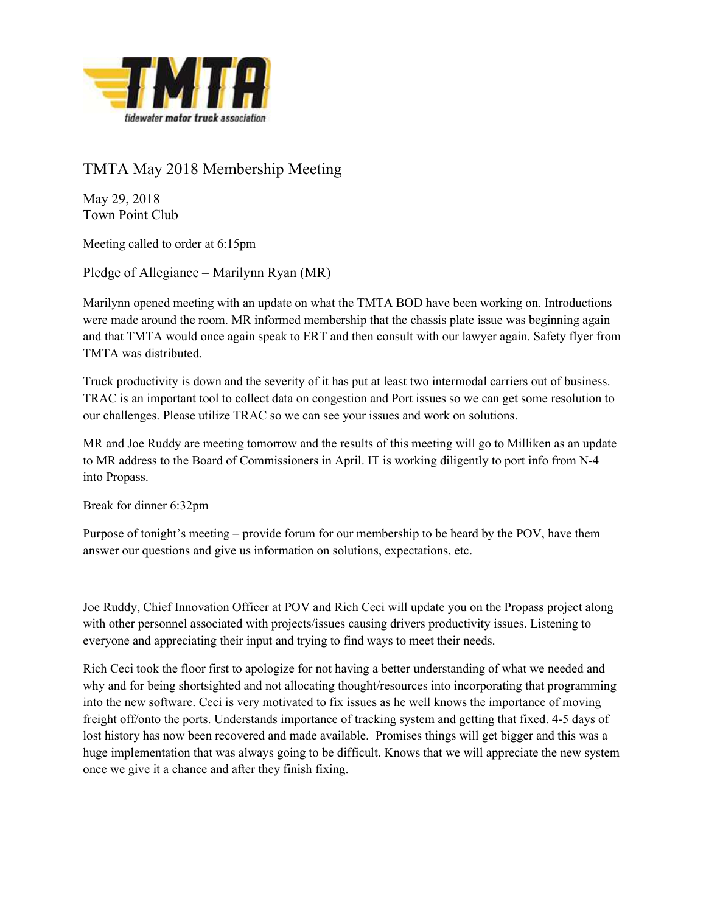TMTA
tidewater motor truck association

# TMTA May 2018 Membership Meeting

May 29, 2018
Town Point Club

Meeting called to order at 6:15pm

Pledge of Allegiance – Marilynn Ryan (MR)

Marilynn opened meeting with an update on what the TMTA BOD have been working on. Introductions were made around the room. MR informed membership that the chassis plate issue was beginning again and that TMTA would once again speak to ERT and then consult with our lawyer again. Safety flyer from TMTA was distributed.

Truck productivity is down and the severity of it has put at least two intermodal carriers out of business. TRAC is an important tool to collect data on congestion and Port issues so we can get some resolution to our challenges. Please utilize TRAC so we can see your issues and work on solutions.

MR and Joe Ruddy are meeting tomorrow and the results of this meeting will go to Milliken as an update to MR address to the Board of Commissioners in April. IT is working diligently to port info from N-4 into Propass.

Break for dinner 6:32pm

Purpose of tonight's meeting – provide forum for our membership to be heard by the POV, have them answer our questions and give us information on solutions, expectations, etc.

Joe Ruddy, Chief Innovation Officer at POV and Rich Ceci will update you on the Propass project along with other personnel associated with projects/issues causing drivers productivity issues. Listening to everyone and appreciating their input and trying to find ways to meet their needs.

Rich Ceci took the floor first to apologize for not having a better understanding of what we needed and why and for being shortsighted and not allocating thought/resources into incorporating that programming into the new software. Ceci is very motivated to fix issues as he well knows the importance of moving freight off/onto the ports. Understands importance of tracking system and getting that fixed. 4-5 days of lost history has now been recovered and made available. Promises things will get bigger and this was a huge implementation that was always going to be difficult. Knows that we will appreciate the new system once we give it a chance and after they finish fixing.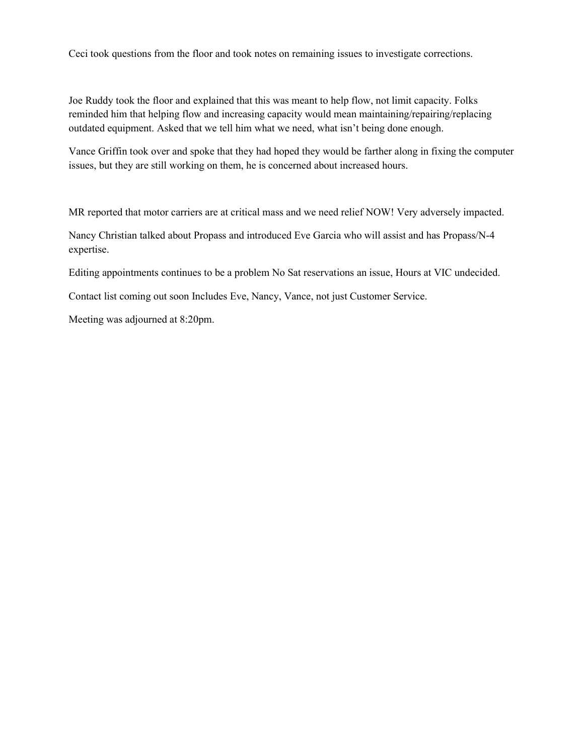Ceci took questions from the floor and took notes on remaining issues to investigate corrections.

Joe Ruddy took the floor and explained that this was meant to help flow, not limit capacity. Folks reminded him that helping flow and increasing capacity would mean maintaining/repairing/replacing outdated equipment. Asked that we tell him what we need, what isn't being done enough.

Vance Griffin took over and spoke that they had hoped they would be farther along in fixing the computer issues, but they are still working on them, he is concerned about increased hours.

MR reported that motor carriers are at critical mass and we need relief NOW! Very adversely impacted.

Nancy Christian talked about Propass and introduced Eve Garcia who will assist and has Propass/N-4 expertise.

Editing appointments continues to be a problem No Sat reservations an issue, Hours at VIC undecided.

Contact list coming out soon Includes Eve, Nancy, Vance, not just Customer Service.

Meeting was adjourned at 8:20pm.